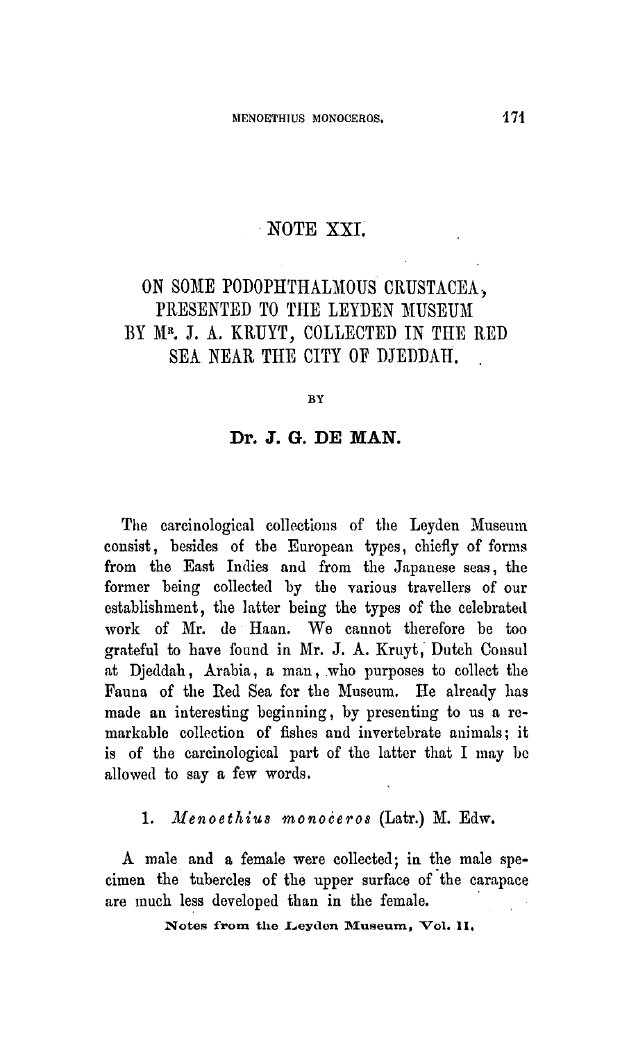# NOTE XXI.

## ON SOME PODOPHTHALMOUS CRUSTACEA, PRESENTED TO THE LEYDEN MUSEUM BY Mr. J. A. KRUYT, COLLECTED IN THE RED SEA NEAR THE CITY OF DJEDDAH.

BY

**Dr. J. G. DE MAN.**

The carcinological collections of the Leyden Museum consist, besides of the European types, chiefly of forms from the East Indies and from the Japanese seas, the former being collected by the various travellers of our establishment, the latter being the types of the celebrated work of Mr. de Haan. We cannot therefore be too grateful to have found in Mr. J. A. Kruyt, Dutch Consul at Djeddah, Arabia, a man, who purposes to collect the Fauna of the Red Sea for the Museum. He already has made an interesting beginning, by presenting to us a remarkable collection of fishes and invertebrate animals; it is of the carcinological part of the latter that I may be allowed to say a few words.

1. *Menoethius monoceros* (Latr.) M. Edw.

A male and a female were collected; in the male specimen the tubercles of the upper surface of the carapace are much less developed than in the female.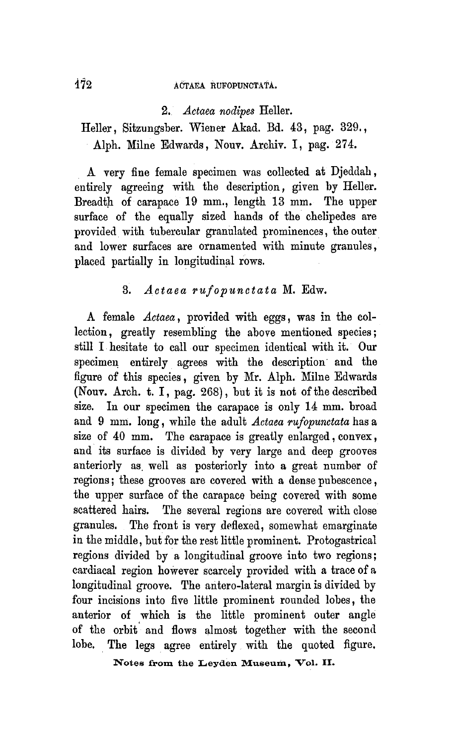## 2. *Actaea nodipes* Heller.

Heller, Sitzungsber. Wiener Akad. Bd. 43, pag. 329.,
Alph. Milne Edwards, Nouv. Archiv. I, pag. 274.

A very fine female specimen was collected at Djeddah, entirely agreeing with the description, given by Heller. Breadth of carapace 19 mm., length 13 mm. The upper surface of the equally sized hands of the chelipedes are provided with tubercular granulated prominences, the outer and lower surfaces are ornamented with minute granules, placed partially in longitudinal rows.

## 3. *Actaea rufopunctata* M. Edw.

A female *Actaea*, provided with eggs, was in the collection, greatly resembling the above mentioned species; still I hesitate to call our specimen identical with it. Our specimen entirely agrees with the description and the figure of this species, given by Mr. Alph. Milne Edwards (Nouv. Arch. t. I, pag. 268), but it is not of the described size. In our specimen the carapace is only 14 mm. broad and 9 mm. long, while the adult *Actaea rufopunctata* has a size of 40 mm. The carapace is greatly enlarged, convex, and its surface is divided by very large and deep grooves anteriorly as well as posteriorly into a great number of regions; these grooves are covered with a dense pubescence, the upper surface of the carapace being covered with some scattered hairs. The several regions are covered with close granules. The front is very deflexed, somewhat emarginate in the middle, but for the rest little prominent. Protogastrical regions divided by a longitudinal groove into two regions; cardiacal region however scarcely provided with a trace of a longitudinal groove. The antero-lateral margin is divided by four incisions into five little prominent rounded lobes, the anterior of which is the little prominent outer angle of the orbit and flows almost together with the second lobe. The legs agree entirely with the quoted figure.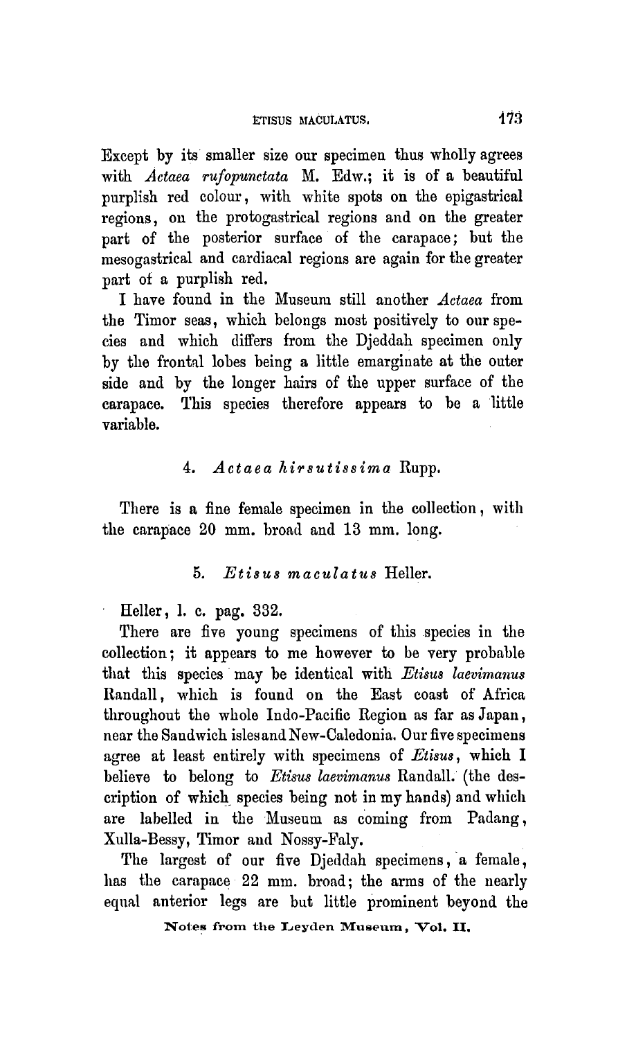Except by its smaller size our specimen thus wholly agrees with *Actaea rufopunctata* M. Edw.; it is of a beautiful purplish red colour, with white spots on the epigastrical regions, on the protogastrical regions and on the greater part of the posterior surface of the carapace; but the mesogastrical and cardiacal regions are again for the greater part of a purplish red.

I have found in the Museum still another *Actaea* from the Timor seas, which belongs most positively to our species and which differs from the Djeddah specimen only by the frontal lobes being a little emarginate at the outer side and by the longer hairs of the upper surface of the carapace. This species therefore appears to be a little variable.

### 4. *Actaea hirsutissima* Rupp.

There is a fine female specimen in the collection, with the carapace 20 mm. broad and 13 mm. long.

### 5. *Etisus maculatus* Heller.

Heller, l. c. pag. 332.

There are five young specimens of this species in the collection; it appears to me however to be very probable that this species may be identical with *Etisus laevimanus* Randall, which is found on the East coast of Africa throughout the whole Indo-Pacific Region as far as Japan, near the Sandwich isles and New-Caledonia. Our five specimens agree at least entirely with specimens of *Etisus*, which I believe to belong to *Etisus laevimanus* Randall. (the description of which species being not in my hands) and which are labelled in the Museum as coming from Padang, Xulla-Bessy, Timor and Nossy-Faly.

The largest of our five Djeddah specimens, a female, has the carapace 22 mm. broad; the arms of the nearly equal anterior legs are but little prominent beyond the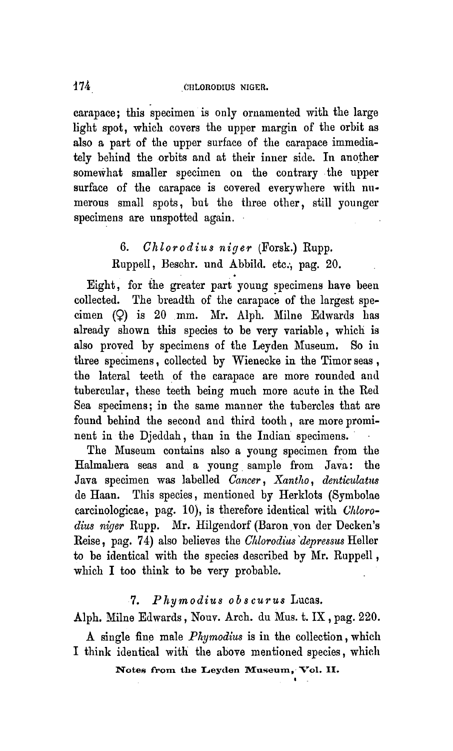carapace; this specimen is only ornamented with the large light spot, which covers the upper margin of the orbit as also a part of the upper surface of the carapace immediately behind the orbits and at their inner side. In another somewhat smaller specimen on the contrary the upper surface of the carapace is covered everywhere with numerous small spots, but the three other, still younger specimens are unspotted again.

### 6. *Chlorodius niger* (Forsk.) Rupp.

Ruppell, Beschr. und Abbild. etc., pag. 20.

Eight, for the greater part young specimens have been collected. The breadth of the carapace of the largest specimen (♀) is 20 mm. Mr. Alph. Milne Edwards has already shown this species to be very variable, which is also proved by specimens of the Leyden Museum. So in three specimens, collected by Wienecke in the Timor seas, the lateral teeth of the carapace are more rounded and tubercular, these teeth being much more acute in the Red Sea specimens; in the same manner the tubercles that are found behind the second and third tooth, are more prominent in the Djeddah, than in the Indian specimens.

The Museum contains also a young specimen from the Halmahera seas and a young sample from Java: the Java specimen was labelled *Cancer*, *Xantho*, *denticulatus* de Haan. This species, mentioned by Herklots (Symbolae carcinologicae, pag. 10), is therefore identical with *Chlorodius niger* Rupp. Mr. Hilgendorf (Baron von der Decken's Reise, pag. 74) also believes the *Chlorodius depressus* Heller to be identical with the species described by Mr. Ruppell, which I too think to be very probable.

### 7. *Phymodius obscurus* Lucas.

Alph. Milne Edwards, Nouv. Arch. du Mus. t. IX, pag. 220.

A single fine male *Phymodius* is in the collection, which I think identical with the above mentioned species, which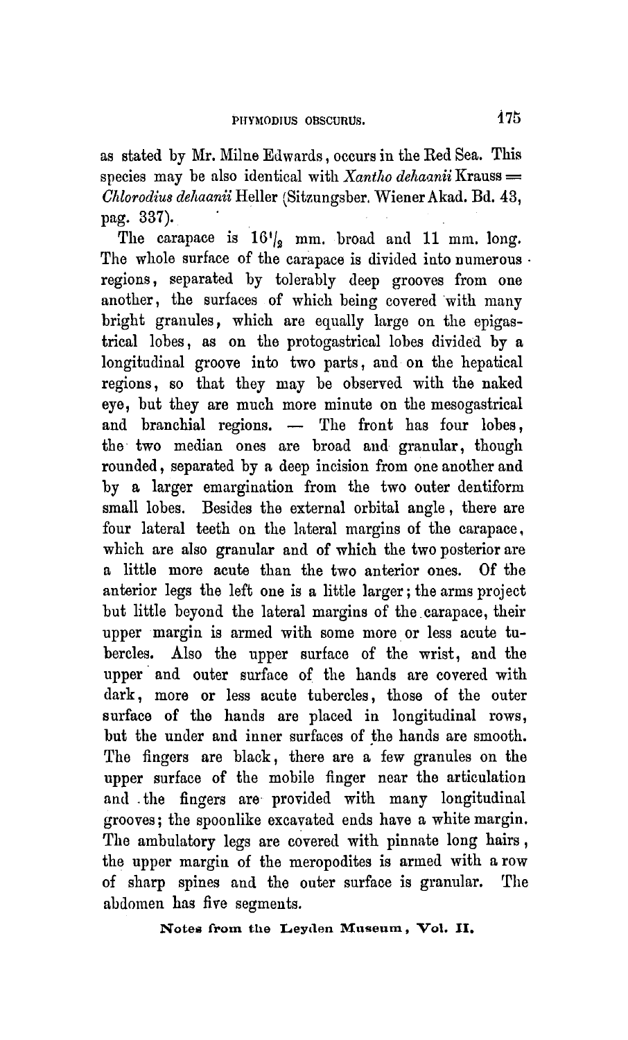as stated by Mr. Milne Edwards, occurs in the Red Sea. This species may be also identical with *Xantho dehaanii* Krauss = *Chlorodius dehaanii* Heller (Sitzungsber. Wiener Akad. Bd. 43, pag. 337).

The carapace is $16^1/_2$ mm. broad and 11 mm. long. The whole surface of the carapace is divided into numerous regions, separated by tolerably deep grooves from one another, the surfaces of which being covered with many bright granules, which are equally large on the epigastrical lobes, as on the protogastrical lobes divided by a longitudinal groove into two parts, and on the hepatical regions, so that they may be observed with the naked eye, but they are much more minute on the mesogastrical and branchial regions. — The front has four lobes, the two median ones are broad and granular, though rounded, separated by a deep incision from one another and by a larger emargination from the two outer dentiform small lobes. Besides the external orbital angle, there are four lateral teeth on the lateral margins of the carapace, which are also granular and of which the two posterior are a little more acute than the two anterior ones. Of the anterior legs the left one is a little larger; the arms project but little beyond the lateral margins of the carapace, their upper margin is armed with some more or less acute tubercles. Also the upper surface of the wrist, and the upper and outer surface of the hands are covered with dark, more or less acute tubercles, those of the outer surface of the hands are placed in longitudinal rows, but the under and inner surfaces of the hands are smooth. The fingers are black, there are a few granules on the upper surface of the mobile finger near the articulation and the fingers are provided with many longitudinal grooves; the spoonlike excavated ends have a white margin. The ambulatory legs are covered with pinnate long hairs, the upper margin of the meropodites is armed with a row of sharp spines and the outer surface is granular. The abdomen has five segments.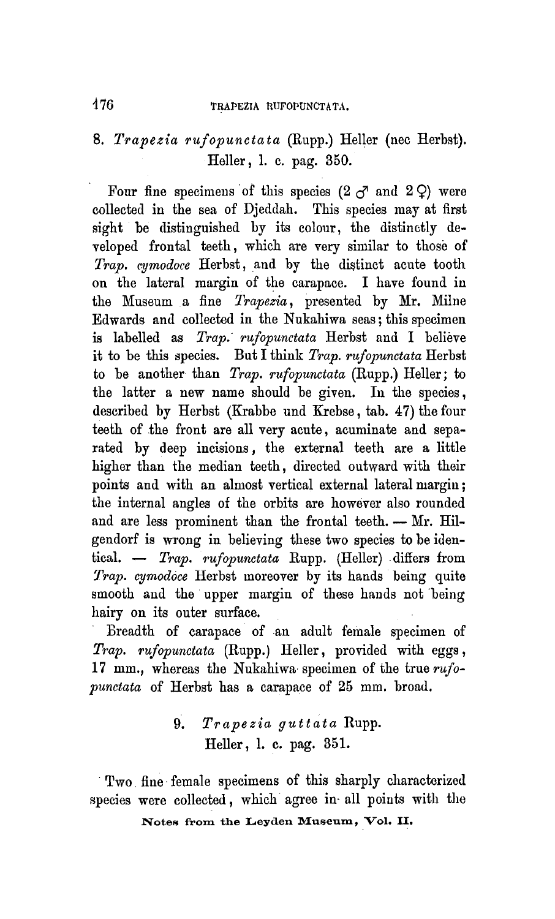## 8. *Trapezia rufopunctata* (Rupp.) Heller (nec Herbst).

Heller, l. c. pag. 350.

Four fine specimens of this species (2 ♂ and 2 ♀) were collected in the sea of Djeddah. This species may at first sight be distinguished by its colour, the distinctly developed frontal teeth, which are very similar to those of *Trap. cymodoce* Herbst, and by the distinct acute tooth on the lateral margin of the carapace. I have found in the Museum a fine *Trapezia*, presented by Mr. Milne Edwards and collected in the Nukahiwa seas; this specimen is labelled as *Trap. rufopunctata* Herbst and I believe it to be this species. But I think *Trap. rufopunctata* Herbst to be another than *Trap. rufopunctata* (Rupp.) Heller; to the latter a new name should be given. In the species, described by Herbst (Krabbe und Krebse, tab. 47) the four teeth of the front are all very acute, acuminate and separated by deep incisions, the external teeth are a little higher than the median teeth, directed outward with their points and with an almost vertical external lateral margin; the internal angles of the orbits are however also rounded and are less prominent than the frontal teeth. — Mr. Hilgendorf is wrong in believing these two species to be identical. — *Trap. rufopunctata* Rupp. (Heller) differs from *Trap. cymodoce* Herbst moreover by its hands being quite smooth and the upper margin of these hands not being hairy on its outer surface.

Breadth of carapace of an adult female specimen of *Trap. rufopunctata* (Rupp.) Heller, provided with eggs, 17 mm., whereas the Nukahiwa specimen of the true *rufopunctata* of Herbst has a carapace of 25 mm. broad.

## 9. *Trapezia guttata* Rupp.

Heller, l. c. pag. 351.

Two fine female specimens of this sharply characterized species were collected, which agree in all points with the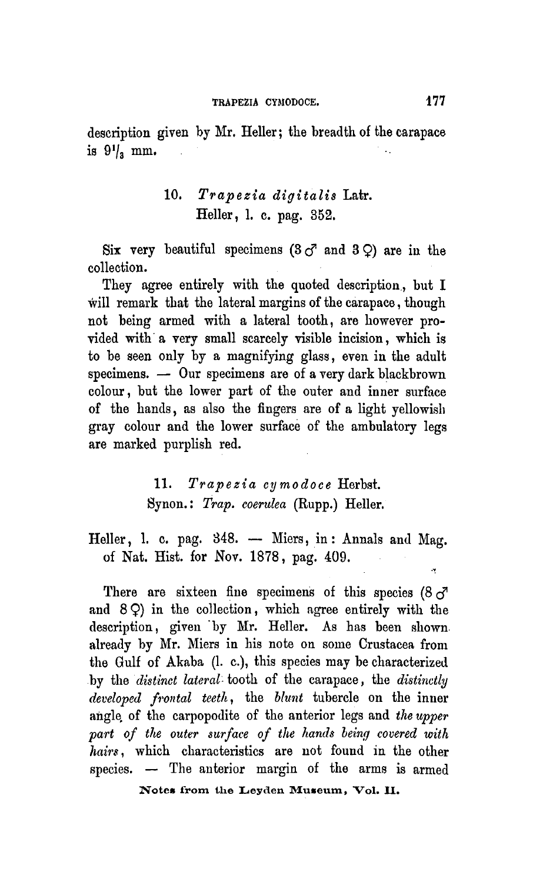description given by Mr. Heller; the breadth of the carapace is $9^1/_3$ mm.

### 10. *Trapezia digitalis* Latr.

Heller, l. c. pag. 352.

Six very beautiful specimens (3 ♂ and 3 ♀) are in the collection.

They agree entirely with the quoted description, but I will remark that the lateral margins of the carapace, though not being armed with a lateral tooth, are however provided with a very small scarcely visible incision, which is to be seen only by a magnifying glass, even in the adult specimens. — Our specimens are of a very dark blackbrown colour, but the lower part of the outer and inner surface of the hands, as also the fingers are of a light yellowish gray colour and the lower surface of the ambulatory legs are marked purplish red.

### 11. *Trapezia cymodoce* Herbst.

Synon.: *Trap. coerulea* (Rupp.) Heller.

Heller, l. c. pag. 348. — Miers, in: Annals and Mag. of Nat. Hist. for Nov. 1878, pag. 409.

There are sixteen fine specimens of this species (8 ♂ and 8 ♀) in the collection, which agree entirely with the description, given by Mr. Heller. As has been shown already by Mr. Miers in his note on some Crustacea from the Gulf of Akaba (l. c.), this species may be characterized by the *distinct lateral* tooth of the carapace, the *distinctly developed frontal teeth*, the *blunt* tubercle on the inner angle of the carpopodite of the anterior legs and *the upper part of the outer surface of the hands being covered with hairs*, which characteristics are not found in the other species. — The anterior margin of the arms is armed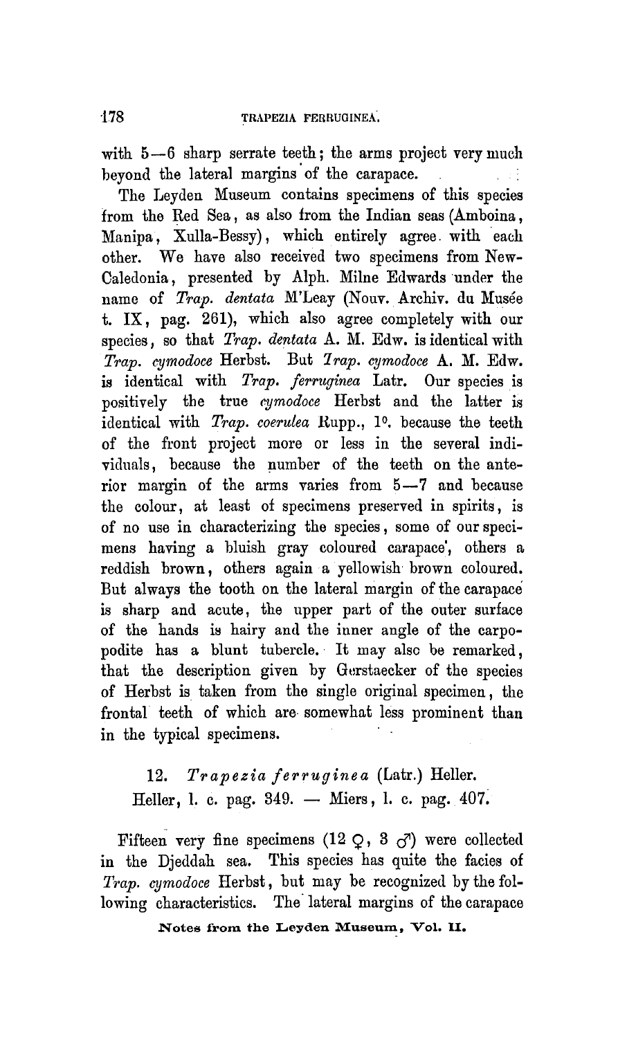with 5—6 sharp serrate teeth; the arms project very much beyond the lateral margins of the carapace.

The Leyden Museum contains specimens of this species from the Red Sea, as also from the Indian seas (Amboina, Manipa, Xulla-Bessy), which entirely agree with each other. We have also received two specimens from New-Caledonia, presented by Alph. Milne Edwards under the name of *Trap. dentata* M'Leay (Nouv. Archiv. du Musée t. IX, pag. 261), which also agree completely with our species, so that *Trap. dentata* A. M. Edw. is identical with *Trap. cymodoce* Herbst. But *Trap. cymodoce* A. M. Edw. is identical with *Trap. ferruginea* Latr. Our species is positively the true *cymodoce* Herbst and the latter is identical with *Trap. coerulea* Rupp., 1°. because the teeth of the front project more or less in the several individuals, because the number of the teeth on the anterior margin of the arms varies from 5—7 and because the colour, at least of specimens preserved in spirits, is of no use in characterizing the species, some of our specimens having a bluish gray coloured carapace, others a reddish brown, others again a yellowish brown coloured. But always the tooth on the lateral margin of the carapace is sharp and acute, the upper part of the outer surface of the hands is hairy and the inner angle of the carpopodite has a blunt tubercle. It may also be remarked, that the description given by Gerstaecker of the species of Herbst is taken from the single original specimen, the frontal teeth of which are somewhat less prominent than in the typical specimens.

### 12. *Trapezia ferruginea* (Latr.) Heller.

Heller, l. c. pag. 349. — Miers, l. c. pag. 407.

Fifteen very fine specimens (12 ♀, 3 ♂) were collected in the Djeddah sea. This species has quite the facies of *Trap. cymodoce* Herbst, but may be recognized by the following characteristics. The lateral margins of the carapace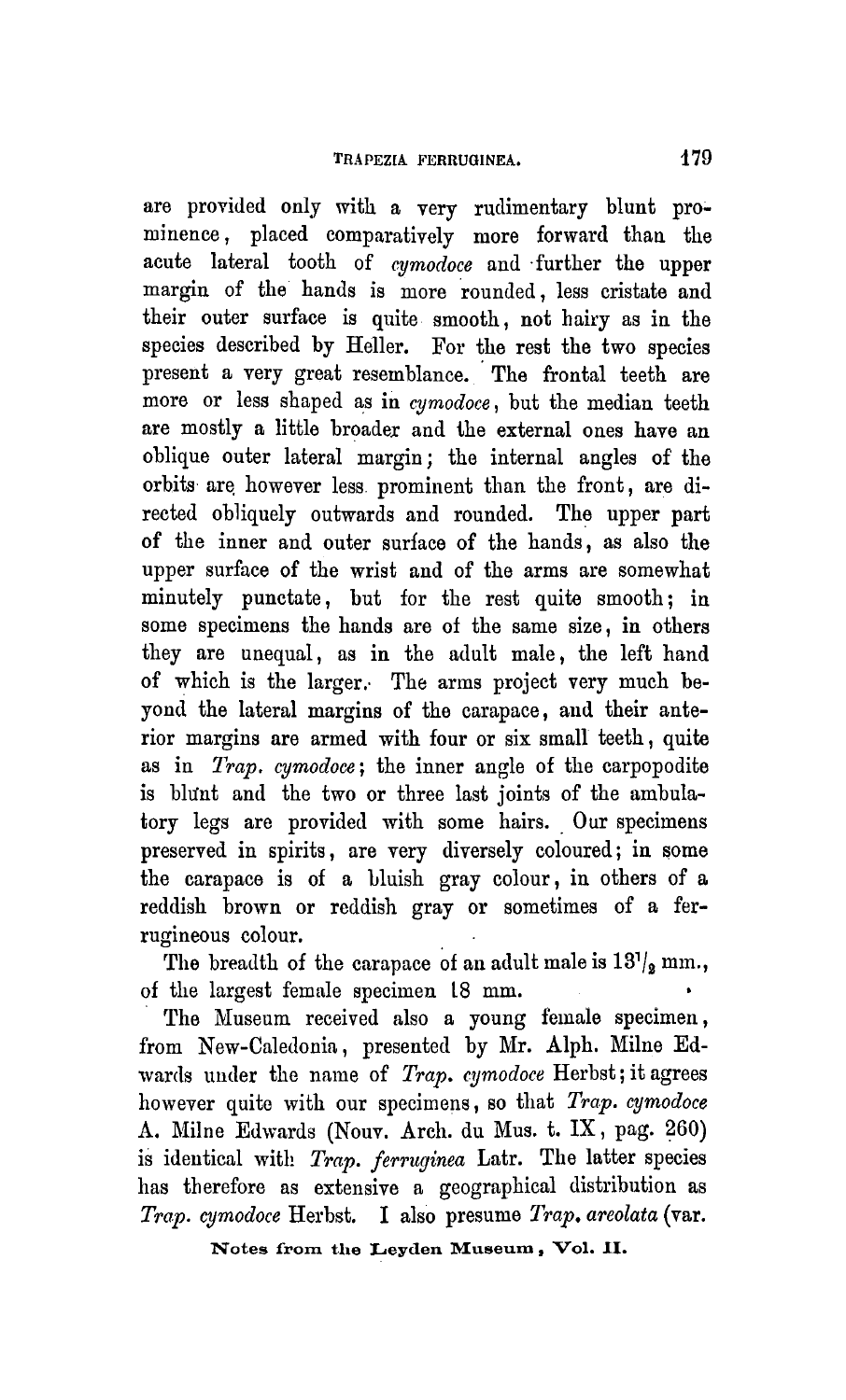are provided only with a very rudimentary blunt prominence, placed comparatively more forward than the acute lateral tooth of *cymodoce* and further the upper margin of the hands is more rounded, less cristate and their outer surface is quite smooth, not hairy as in the species described by Heller. For the rest the two species present a very great resemblance. The frontal teeth are more or less shaped as in *cymodoce*, but the median teeth are mostly a little broader and the external ones have an oblique outer lateral margin; the internal angles of the orbits are however less prominent than the front, are directed obliquely outwards and rounded. The upper part of the inner and outer surface of the hands, as also the upper surface of the wrist and of the arms are somewhat minutely punctate, but for the rest quite smooth; in some specimens the hands are of the same size, in others they are unequal, as in the adult male, the left hand of which is the larger. The arms project very much beyond the lateral margins of the carapace, and their anterior margins are armed with four or six small teeth, quite as in *Trap. cymodoce*; the inner angle of the carpopodite is blunt and the two or three last joints of the ambulatory legs are provided with some hairs. Our specimens preserved in spirits, are very diversely coloured; in some the carapace is of a bluish gray colour, in others of a reddish brown or reddish gray or sometimes of a ferrugineous colour.

The breadth of the carapace of an adult male is $13^1/_2$ mm., of the largest female specimen 18 mm.

The Museum received also a young female specimen, from New-Caledonia, presented by Mr. Alph. Milne Edwards under the name of *Trap. cymodoce* Herbst; it agrees however quite with our specimens, so that *Trap. cymodoce* A. Milne Edwards (Nouv. Arch. du Mus. t. IX, pag. 260) is identical with *Trap. ferruginea* Latr. The latter species has therefore as extensive a geographical distribution as *Trap. cymodoce* Herbst. I also presume *Trap. areolata* (var.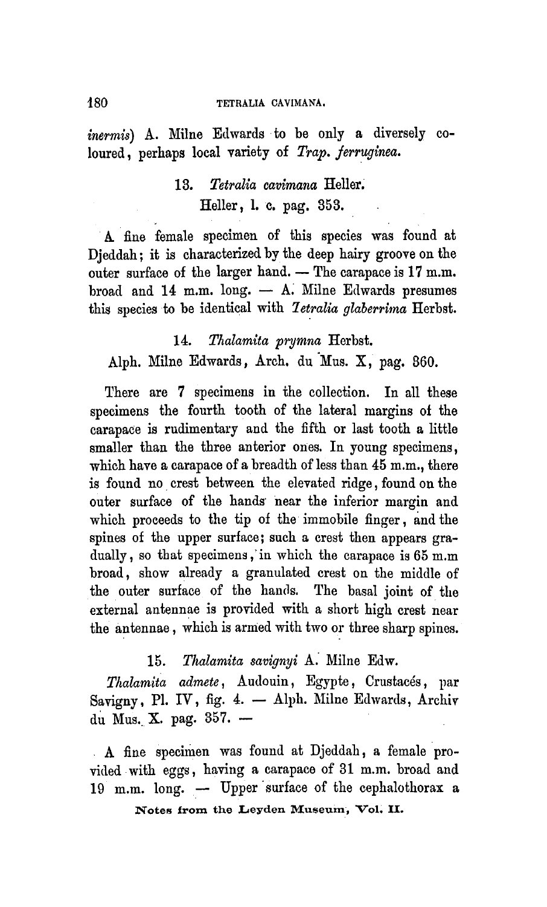*inermis*) A. Milne Edwards to be only a diversely coloured, perhaps local variety of *Trap. ferruginea*.

### 13. *Tetralia cavimana* Heller.

Heller, l. c. pag. 353.

A fine female specimen of this species was found at Djeddah; it is characterized by the deep hairy groove on the outer surface of the larger hand. — The carapace is 17 m.m. broad and 14 m.m. long. — A. Milne Edwards presumes this species to be identical with *Tetralia glaberrima* Herbst.

### 14. *Thalamita prymna* Herbst.

Alph. Milne Edwards, Arch. du Mus. X, pag. 360.

There are 7 specimens in the collection. In all these specimens the fourth tooth of the lateral margins of the carapace is rudimentary and the fifth or last tooth a little smaller than the three anterior ones. In young specimens, which have a carapace of a breadth of less than 45 m.m., there is found no crest between the elevated ridge, found on the outer surface of the hands near the inferior margin and which proceeds to the tip of the immobile finger, and the spines of the upper surface; such a crest then appears gradually, so that specimens, in which the carapace is 65 m.m broad, show already a granulated crest on the middle of the outer surface of the hands. The basal joint of the external antennae is provided with a short high crest near the antennae, which is armed with two or three sharp spines.

### 15. *Thalamita savignyi* A. Milne Edw.

*Thalamita admete*, Audouin, Egypte, Crustacés, par Savigny, Pl. IV, fig. 4. — Alph. Milne Edwards, Archiv du Mus. X. pag. 357. —

A fine specimen was found at Djeddah, a female provided with eggs, having a carapace of 31 m.m. broad and 19 m.m. long. — Upper surface of the cephalothorax a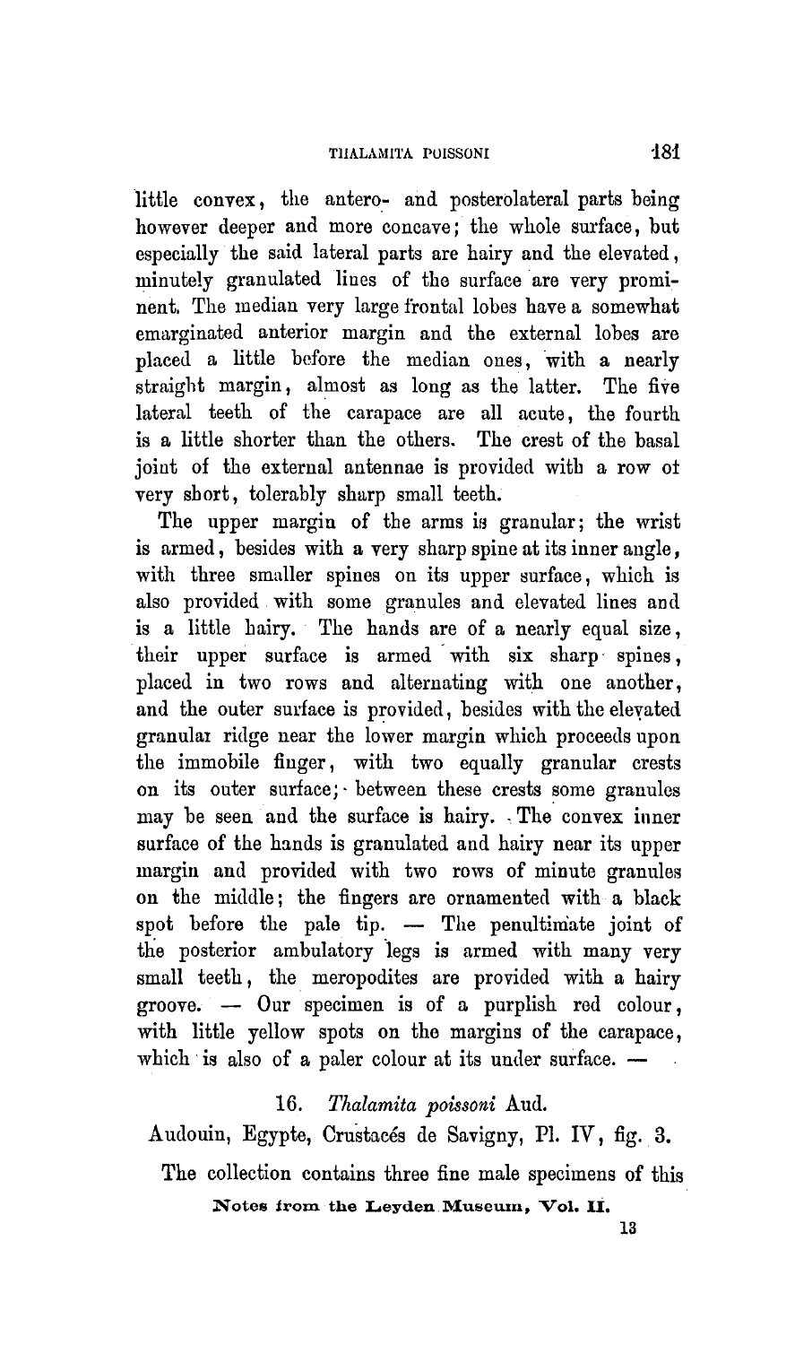little convex, the antero- and posterolateral parts being however deeper and more concave; the whole surface, but especially the said lateral parts are hairy and the elevated, minutely granulated lines of the surface are very prominent. The median very large frontal lobes have a somewhat emarginated anterior margin and the external lobes are placed a little before the median ones, with a nearly straight margin, almost as long as the latter. The five lateral teeth of the carapace are all acute, the fourth is a little shorter than the others. The crest of the basal joint of the external antennae is provided with a row of very short, tolerably sharp small teeth.

The upper margin of the arms is granular; the wrist is armed, besides with a very sharp spine at its inner angle, with three smaller spines on its upper surface, which is also provided with some granules and elevated lines and is a little hairy. The hands are of a nearly equal size, their upper surface is armed with six sharp spines, placed in two rows and alternating with one another, and the outer surface is provided, besides with the elevated granular ridge near the lower margin which proceeds upon the immobile finger, with two equally granular crests on its outer surface; between these crests some granules may be seen and the surface is hairy. The convex inner surface of the hands is granulated and hairy near its upper margin and provided with two rows of minute granules on the middle; the fingers are ornamented with a black spot before the pale tip. — The penultimate joint of the posterior ambulatory legs is armed with many very small teeth, the meropodites are provided with a hairy groove. — Our specimen is of a purplish red colour, with little yellow spots on the margins of the carapace, which is also of a paler colour at its under surface. —

16. *Thalamita poissoni* Aud.

Audouin, Egypte, Crustacés de Savigny, Pl. IV, fig. 3.

The collection contains three fine male specimens of this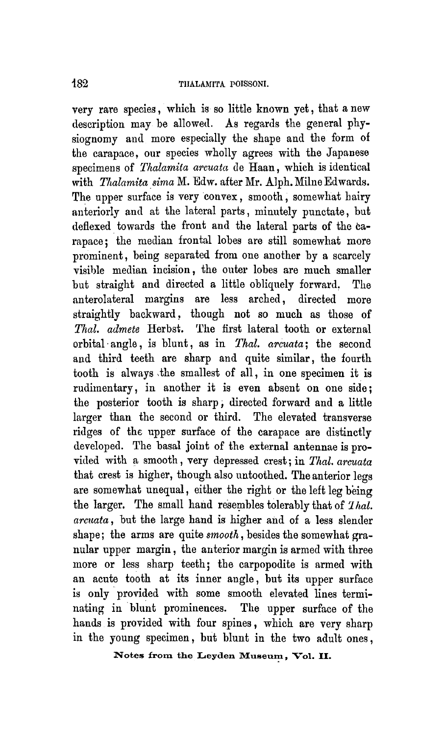very rare species, which is so little known yet, that a new description may be allowed. As regards the general physiognomy and more especially the shape and the form of the carapace, our species wholly agrees with the Japanese specimens of *Thalamita arcuata* de Haan, which is identical with *Thalamita sima* M. Edw. after Mr. Alph. Milne Edwards. The upper surface is very convex, smooth, somewhat hairy anteriorly and at the lateral parts, minutely punctate, but deflexed towards the front and the lateral parts of the carapace; the median frontal lobes are still somewhat more prominent, being separated from one another by a scarcely visible median incision, the outer lobes are much smaller but straight and directed a little obliquely forward. The anterolateral margins are less arched, directed more straightly backward, though not so much as those of *Thal. admete* Herbst. The first lateral tooth or external orbital angle, is blunt, as in *Thal. arcuata*; the second and third teeth are sharp and quite similar, the fourth tooth is always the smallest of all, in one specimen it is rudimentary, in another it is even absent on one side; the posterior tooth is sharp, directed forward and a little larger than the second or third. The elevated transverse ridges of the upper surface of the carapace are distinctly developed. The basal joint of the external antennae is provided with a smooth, very depressed crest; in *Thal. arcuata* that crest is higher, though also untoothed. The anterior legs are somewhat unequal, either the right or the left leg being the larger. The small hand resembles tolerably that of *Thal. arcuata*, but the large hand is higher and of a less slender shape; the arms are quite *smooth*, besides the somewhat granular upper margin, the anterior margin is armed with three more or less sharp teeth; the carpopodite is armed with an acute tooth at its inner angle, but its upper surface is only provided with some smooth elevated lines terminating in blunt prominences. The upper surface of the hands is provided with four spines, which are very sharp in the young specimen, but blunt in the two adult ones,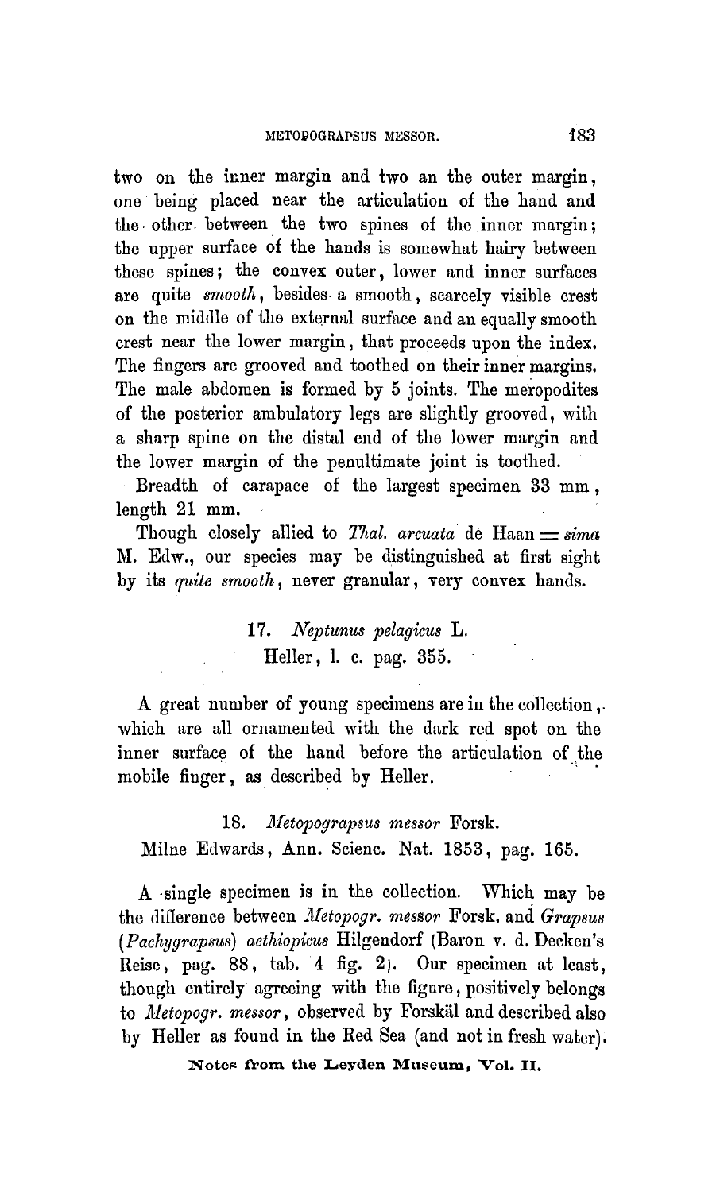two on the inner margin and two an the outer margin, one being placed near the articulation of the hand and the other between the two spines of the inner margin; the upper surface of the hands is somewhat hairy between these spines; the convex outer, lower and inner surfaces are quite *smooth*, besides a smooth, scarcely visible crest on the middle of the external surface and an equally smooth crest near the lower margin, that proceeds upon the index. The fingers are grooved and toothed on their inner margins. The male abdomen is formed by 5 joints. The meropodites of the posterior ambulatory legs are slightly grooved, with a sharp spine on the distal end of the lower margin and the lower margin of the penultimate joint is toothed.

Breadth of carapace of the largest specimen 33 mm, length 21 mm.

Though closely allied to *Thal. arcuata* de Haan = *sima* M. Edw., our species may be distinguished at first sight by its *quite smooth*, never granular, very convex hands.

### 17. *Neptunus pelagicus* L.

Heller, l. c. pag. 355.

A great number of young specimens are in the collection, which are all ornamented with the dark red spot on the inner surface of the hand before the articulation of the mobile finger, as described by Heller.

### 18. *Metopograpsus messor* Forsk.

Milne Edwards, Ann. Scienc. Nat. 1853, pag. 165.

A single specimen is in the collection. Which may be the difference between *Metopogr. messor* Forsk. and *Grapsus (Pachygrapsus) aethiopicus* Hilgendorf (Baron v. d. Decken's Reise, pag. 88, tab. 4 fig. 2). Our specimen at least, though entirely agreeing with the figure, positively belongs to *Metopogr. messor*, observed by Forskål and described also by Heller as found in the Red Sea (and not in fresh water).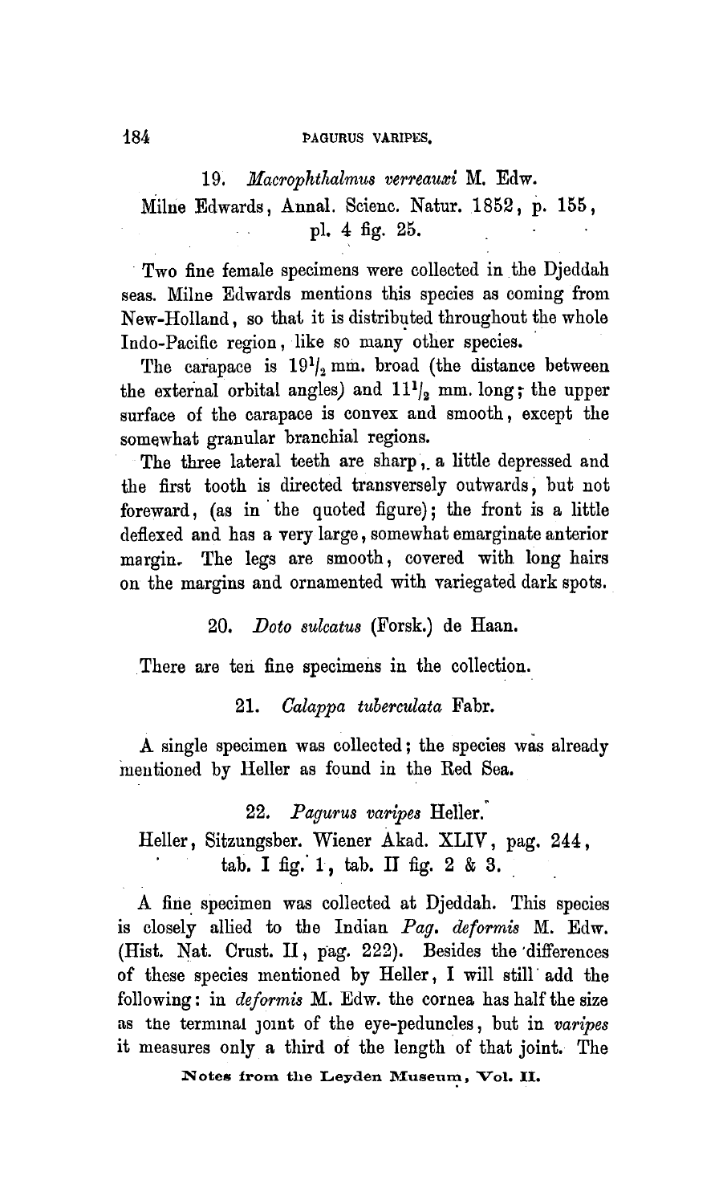### 19. *Macrophthalmus verreauxi* M. Edw.

Milne Edwards, Annal. Scienc. Natur. 1852, p. 155, pl. 4 fig. 25.

Two fine female specimens were collected in the Djeddah seas. Milne Edwards mentions this species as coming from New-Holland, so that it is distributed throughout the whole Indo-Pacific region, like so many other species.

The carapace is $19^1/_2$ mm. broad (the distance between the external orbital angles) and $11^1/_2$ mm. long; the upper surface of the carapace is convex and smooth, except the somewhat granular branchial regions.

The three lateral teeth are sharp, a little depressed and the first tooth is directed transversely outwards, but not foreward, (as in the quoted figure); the front is a little deflexed and has a very large, somewhat emarginate anterior margin. The legs are smooth, covered with long hairs on the margins and ornamented with variegated dark spots.

### 20. *Doto sulcatus* (Forsk.) de Haan.

There are ten fine specimens in the collection.

### 21. *Calappa tuberculata* Fabr.

A single specimen was collected; the species was already mentioned by Heller as found in the Red Sea.

### 22. *Pagurus varipes* Heller.

Heller, Sitzungsber. Wiener Akad. XLIV, pag. 244, tab. I fig. 1, tab. II fig. 2 & 3.

A fine specimen was collected at Djeddah. This species is closely allied to the Indian *Pag. deformis* M. Edw. (Hist. Nat. Crust. II, pag. 222). Besides the differences of these species mentioned by Heller, I will still add the following: in *deformis* M. Edw. the cornea has half the size as the terminal joint of the eye-peduncles, but in *varipes* it measures only a third of the length of that joint. The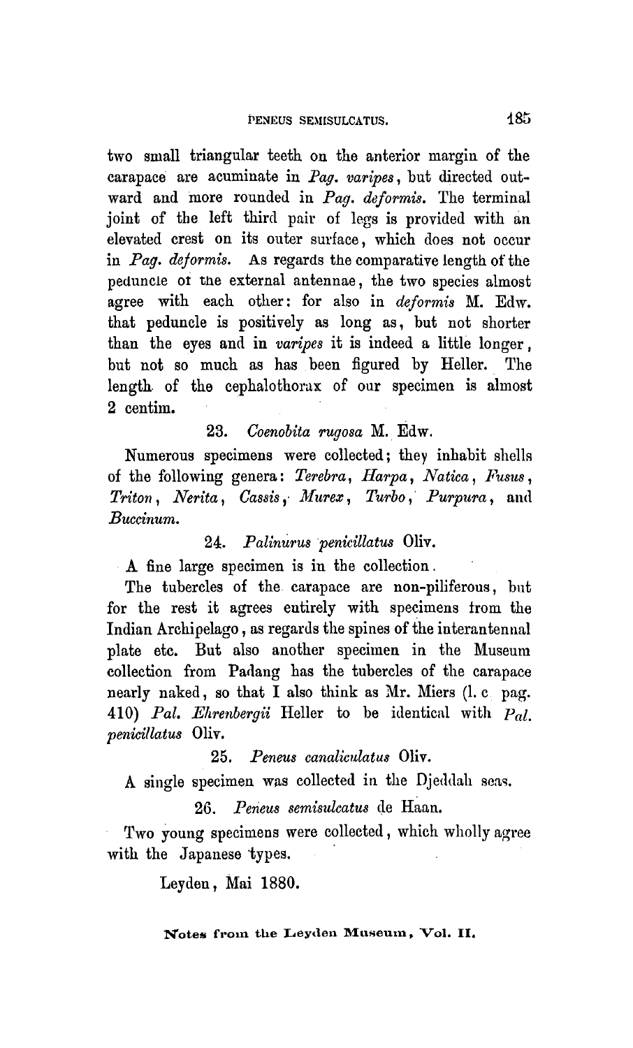two small triangular teeth on the anterior margin of the carapace are acuminate in *Pag. varipes*, but directed outward and more rounded in *Pag. deformis*. The terminal joint of the left third pair of legs is provided with an elevated crest on its outer surface, which does not occur in *Pag. deformis*. As regards the comparative length of the peduncle of the external antennae, the two species almost agree with each other: for also in *deformis* M. Edw. that peduncle is positively as long as, but not shorter than the eyes and in *varipes* it is indeed a little longer, but not so much as has been figured by Heller. The length of the cephalothorax of our specimen is almost 2 centim.

### 23. *Coenobita rugosa* M. Edw.

Numerous specimens were collected; they inhabit shells of the following genera: *Terebra*, *Harpa*, *Natica*, *Fusus*, *Triton*, *Nerita*, *Cassis*, *Murex*, *Turbo*, *Purpura*, and *Buccinum*.

### 24. *Palinurus penicillatus* Oliv.

A fine large specimen is in the collection.

The tubercles of the carapace are non-piliferous, but for the rest it agrees entirely with specimens from the Indian Archipelago, as regards the spines of the interantennal plate etc. But also another specimen in the Museum collection from Padang has the tubercles of the carapace nearly naked, so that I also think as Mr. Miers (l. c. pag. 410) *Pal. Ehrenbergii* Heller to be identical with *Pal. penicillatus* Oliv.

### 25. *Peneus canaliculatus* Oliv.

A single specimen was collected in the Djeddah seas.

### 26. *Peneus semisulcatus* de Haan.

Two young specimens were collected, which wholly agree with the Japanese types.

Leyden, Mai 1880.